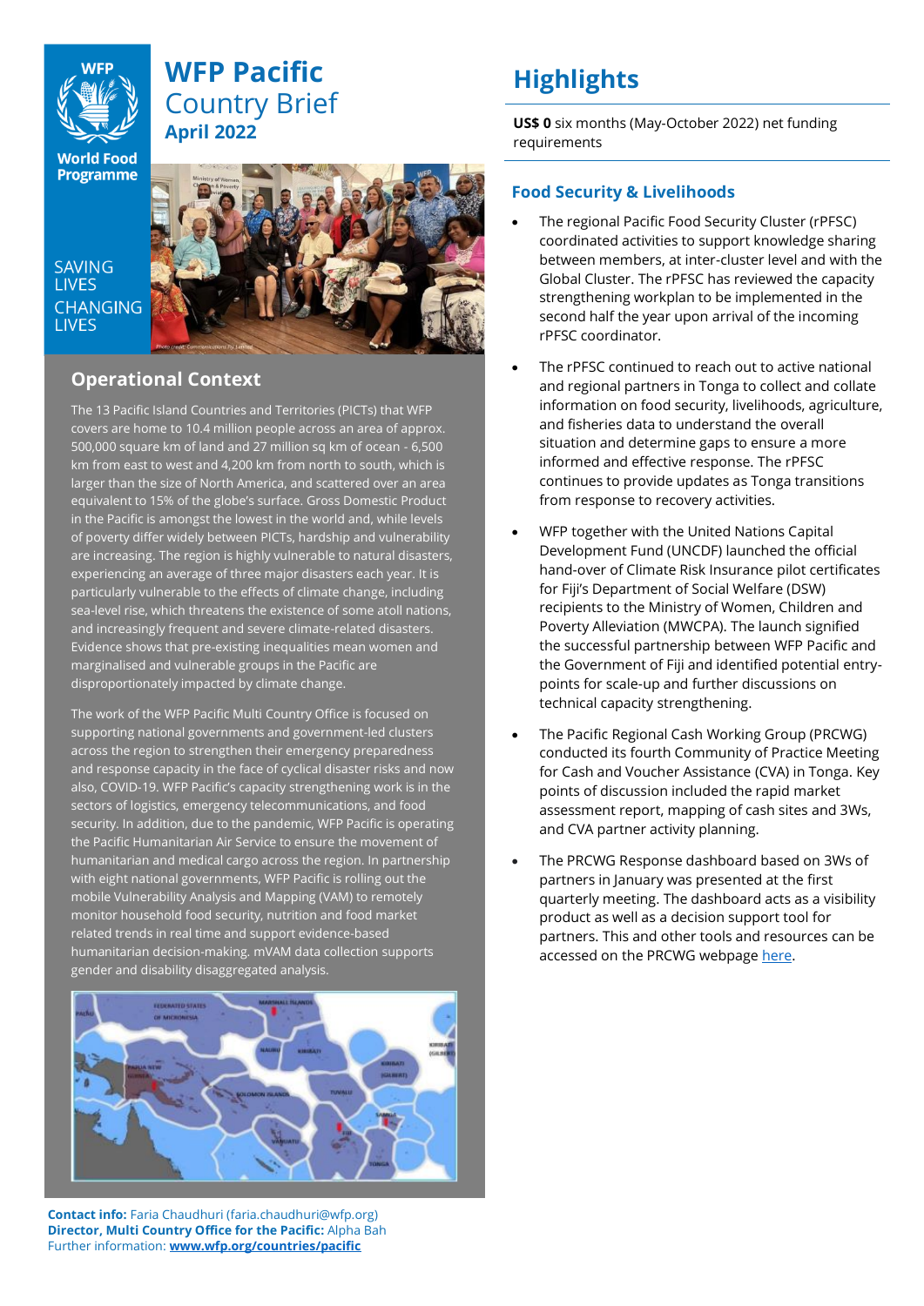# WFP Pacific Country Brief

**April 2022**

SAVING LIVES CHANGING LIVES

## Operational Context

The 13 Pacific Island Countries and Territories (PICTs) that WFP covers are home to 10.4 million people across an area of approx. 500,000 square km of land and 27 million sq km of ocean - 6,500 km from east to west and 4,200 km from north to south, which is larger than the size of North America, and scattered over an area equivalent to 15% of the globe's surface. Gross Domestic Product in the Pacific is amongst the lowest in the world and, while levels of poverty differ widely between PICTs, hardship and vulnerability are increasing. The region is highly vulnerable to natural disasters, experiencing an average of three major disasters each year. It is particularly vulnerable to the effects of climate change, including sea-level rise, which threatens the existence of some atoll nations, and increasingly frequent and severe climate-related disasters. Evidence shows that pre-existing inequalities mean women and marginalised and vulnerable groups in the Pacific are disproportionately impacted by climate change.

The work of the WFP Pacific Multi Country Office is focused on supporting national governments and government-led clusters across the region to strengthen their emergency preparedness and response capacity in the face of cyclical disaster risks and now also, COVID-19. WFP Pacific's capacity strengthening work is in the sectors of logistics, emergency telecommunications, and food security. In addition, due to the pandemic, WFP Pacific is operating the Pacific Humanitarian Air Service to ensure the movement of humanitarian and medical cargo across the region. In partnership with eight national governments, WFP Pacific is rolling out the mobile Vulnerability Analysis and Mapping (VAM) to remotely monitor household food security, nutrition and food market related trends in real time and support evidence-based humanitarian decision-making. mVAM data collection supports gender and disability disaggregated analysis.

**Contact info:** Faria Chaudhuri (faria.chaudhuri@wfp.org)
**Director, Multi Country Office for the Pacific:** Alpha Bah
Further information: **www.wfp.org/countries/pacific**

# Highlights

**US$ 0** six months (May-October 2022) net funding requirements

## Food Security & Livelihoods

- The regional Pacific Food Security Cluster (rPFSC) coordinated activities to support knowledge sharing between members, at inter-cluster level and with the Global Cluster. The rPFSC has reviewed the capacity strengthening workplan to be implemented in the second half the year upon arrival of the incoming rPFSC coordinator.
- The rPFSC continued to reach out to active national and regional partners in Tonga to collect and collate information on food security, livelihoods, agriculture, and fisheries data to understand the overall situation and determine gaps to ensure a more informed and effective response. The rPFSC continues to provide updates as Tonga transitions from response to recovery activities.
- WFP together with the United Nations Capital Development Fund (UNCDF) launched the official hand-over of Climate Risk Insurance pilot certificates for Fiji's Department of Social Welfare (DSW) recipients to the Ministry of Women, Children and Poverty Alleviation (MWCPA). The launch signified the successful partnership between WFP Pacific and the Government of Fiji and identified potential entry-points for scale-up and further discussions on technical capacity strengthening.
- The Pacific Regional Cash Working Group (PRCWG) conducted its fourth Community of Practice Meeting for Cash and Voucher Assistance (CVA) in Tonga. Key points of discussion included the rapid market assessment report, mapping of cash sites and 3Ws, and CVA partner activity planning.
- The PRCWG Response dashboard based on 3Ws of partners in January was presented at the first quarterly meeting. The dashboard acts as a visibility product as well as a decision support tool for partners. This and other tools and resources can be accessed on the PRCWG webpage here.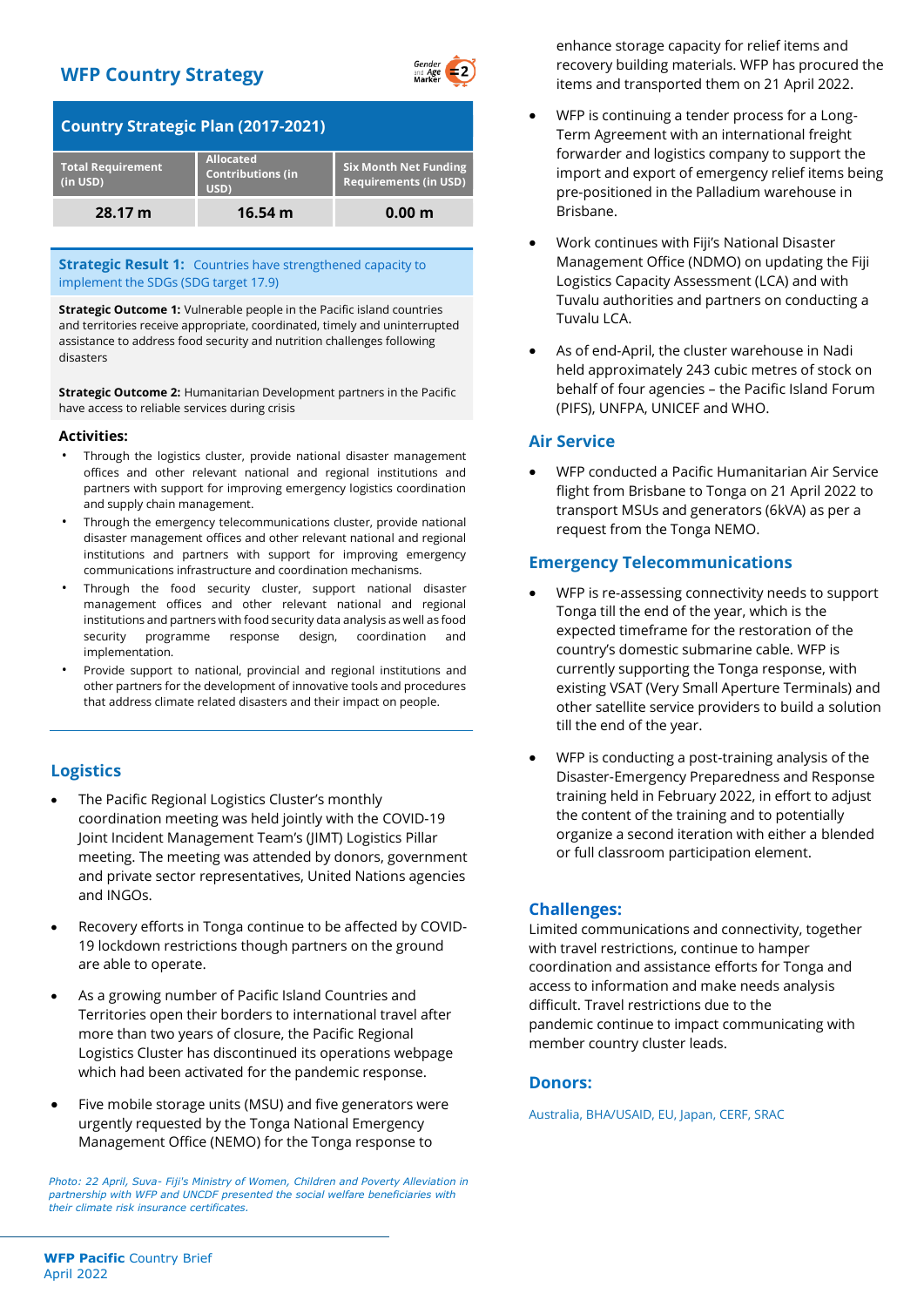## WFP Country Strategy

Gender and Age Marker =2

### Country Strategic Plan (2017-2021)

| Total Requirement (in USD) | Allocated Contributions (in USD) | Six Month Net Funding Requirements (in USD) |
|---|---|---|
| 28.17 m | 16.54 m | 0.00 m |

**Strategic Result 1:** Countries have strengthened capacity to implement the SDGs (SDG target 17.9)

**Strategic Outcome 1:** Vulnerable people in the Pacific island countries and territories receive appropriate, coordinated, timely and uninterrupted assistance to address food security and nutrition challenges following disasters

**Strategic Outcome 2:** Humanitarian Development partners in the Pacific have access to reliable services during crisis

**Activities:**

- Through the logistics cluster, provide national disaster management offices and other relevant national and regional institutions and partners with support for improving emergency logistics coordination and supply chain management.
- Through the emergency telecommunications cluster, provide national disaster management offices and other relevant national and regional institutions and partners with support for improving emergency communications infrastructure and coordination mechanisms.
- Through the food security cluster, support national disaster management offices and other relevant national and regional institutions and partners with food security data analysis as well as food security programme response design, coordination and implementation.
- Provide support to national, provincial and regional institutions and other partners for the development of innovative tools and procedures that address climate related disasters and their impact on people.

## Logistics

- The Pacific Regional Logistics Cluster's monthly coordination meeting was held jointly with the COVID-19 Joint Incident Management Team's (JIMT) Logistics Pillar meeting. The meeting was attended by donors, government and private sector representatives, United Nations agencies and INGOs.
- Recovery efforts in Tonga continue to be affected by COVID-19 lockdown restrictions though partners on the ground are able to operate.
- As a growing number of Pacific Island Countries and Territories open their borders to international travel after more than two years of closure, the Pacific Regional Logistics Cluster has discontinued its operations webpage which had been activated for the pandemic response.
- Five mobile storage units (MSU) and five generators were urgently requested by the Tonga National Emergency Management Office (NEMO) for the Tonga response to enhance storage capacity for relief items and recovery building materials. WFP has procured the items and transported them on 21 April 2022.
- WFP is continuing a tender process for a Long-Term Agreement with an international freight forwarder and logistics company to support the import and export of emergency relief items being pre-positioned in the Palladium warehouse in Brisbane.
- Work continues with Fiji's National Disaster Management Office (NDMO) on updating the Fiji Logistics Capacity Assessment (LCA) and with Tuvalu authorities and partners on conducting a Tuvalu LCA.
- As of end-April, the cluster warehouse in Nadi held approximately 243 cubic metres of stock on behalf of four agencies – the Pacific Island Forum (PIFS), UNFPA, UNICEF and WHO.

*Photo: 22 April, Suva- Fiji's Ministry of Women, Children and Poverty Alleviation in partnership with WFP and UNCDF presented the social welfare beneficiaries with their climate risk insurance certificates.*

## Air Service

- WFP conducted a Pacific Humanitarian Air Service flight from Brisbane to Tonga on 21 April 2022 to transport MSUs and generators (6kVA) as per a request from the Tonga NEMO.

## Emergency Telecommunications

- WFP is re-assessing connectivity needs to support Tonga till the end of the year, which is the expected timeframe for the restoration of the country's domestic submarine cable. WFP is currently supporting the Tonga response, with existing VSAT (Very Small Aperture Terminals) and other satellite service providers to build a solution till the end of the year.
- WFP is conducting a post-training analysis of the Disaster-Emergency Preparedness and Response training held in February 2022, in effort to adjust the content of the training and to potentially organize a second iteration with either a blended or full classroom participation element.

## Challenges:

Limited communications and connectivity, together with travel restrictions, continue to hamper coordination and assistance efforts for Tonga and access to information and make needs analysis difficult. Travel restrictions due to the pandemic continue to impact communicating with member country cluster leads.

## Donors:

Australia, BHA/USAID, EU, Japan, CERF, SRAC